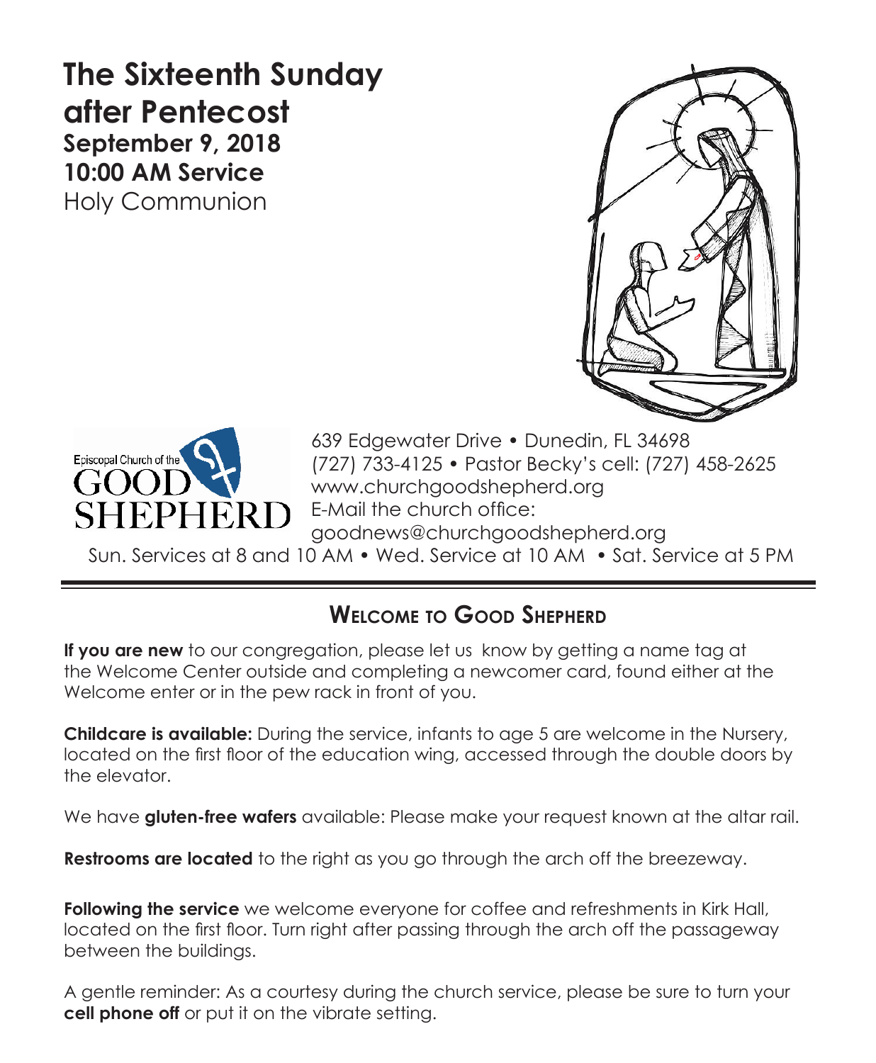# The Sixteenth Sunday after Pentecost

**September 9, 2018**
**10:00 AM Service**
Holy Communion

Episcopal Church of the GOOD SHEPHERD

639 Edgewater Drive • Dunedin, FL 34698
(727) 733-4125 • Pastor Becky's cell: (727) 458-2625
www.churchgoodshepherd.org
E-Mail the church office:
goodnews@churchgoodshepherd.org

Sun. Services at 8 and 10 AM • Wed. Service at 10 AM • Sat. Service at 5 PM

## Welcome to Good Shepherd

**If you are new** to our congregation, please let us know by getting a name tag at the Welcome Center outside and completing a newcomer card, found either at the Welcome enter or in the pew rack in front of you.

**Childcare is available:** During the service, infants to age 5 are welcome in the Nursery, located on the first floor of the education wing, accessed through the double doors by the elevator.

We have **gluten-free wafers** available: Please make your request known at the altar rail.

**Restrooms are located** to the right as you go through the arch off the breezeway.

**Following the service** we welcome everyone for coffee and refreshments in Kirk Hall, located on the first floor. Turn right after passing through the arch off the passageway between the buildings.

A gentle reminder: As a courtesy during the church service, please be sure to turn your **cell phone off** or put it on the vibrate setting.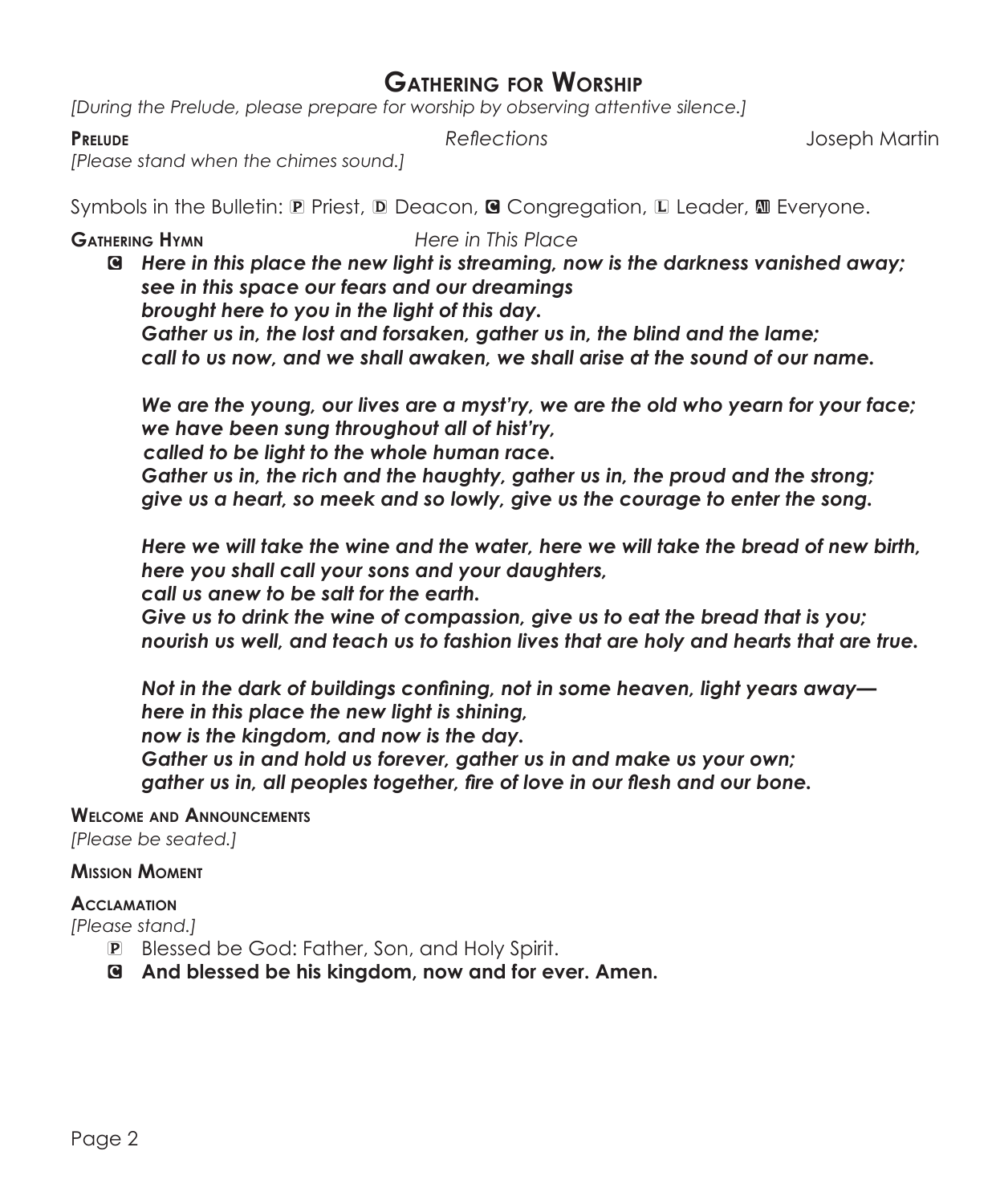# Gathering for Worship

*[During the Prelude, please prepare for worship by observing attentive silence.]*

**Prelude** *Reflections* Joseph Martin

*[Please stand when the chimes sound.]*

Symbols in the Bulletin: P Priest, D Deacon, C Congregation, L Leader, All Everyone.

**Gathering Hymn** *Here in This Place*

C ***Here in this place the new light is streaming, now is the darkness vanished away;***
***see in this space our fears and our dreamings***
***brought here to you in the light of this day.***
***Gather us in, the lost and forsaken, gather us in, the blind and the lame;***
***call to us now, and we shall awaken, we shall arise at the sound of our name.***

***We are the young, our lives are a myst'ry, we are the old who yearn for your face;***
***we have been sung throughout all of hist'ry,***
***called to be light to the whole human race.***
***Gather us in, the rich and the haughty, gather us in, the proud and the strong;***
***give us a heart, so meek and so lowly, give us the courage to enter the song.***

***Here we will take the wine and the water, here we will take the bread of new birth,***
***here you shall call your sons and your daughters,***
***call us anew to be salt for the earth.***
***Give us to drink the wine of compassion, give us to eat the bread that is you;***
***nourish us well, and teach us to fashion lives that are holy and hearts that are true.***

***Not in the dark of buildings confining, not in some heaven, light years away—***
***here in this place the new light is shining,***
***now is the kingdom, and now is the day.***
***Gather us in and hold us forever, gather us in and make us your own;***
***gather us in, all peoples together, fire of love in our flesh and our bone.***

**Welcome and Announcements**

*[Please be seated.]*

**Mission Moment**

**Acclamation**

*[Please stand.]*

P Blessed be God: Father, Son, and Holy Spirit.

C **And blessed be his kingdom, now and for ever. Amen.**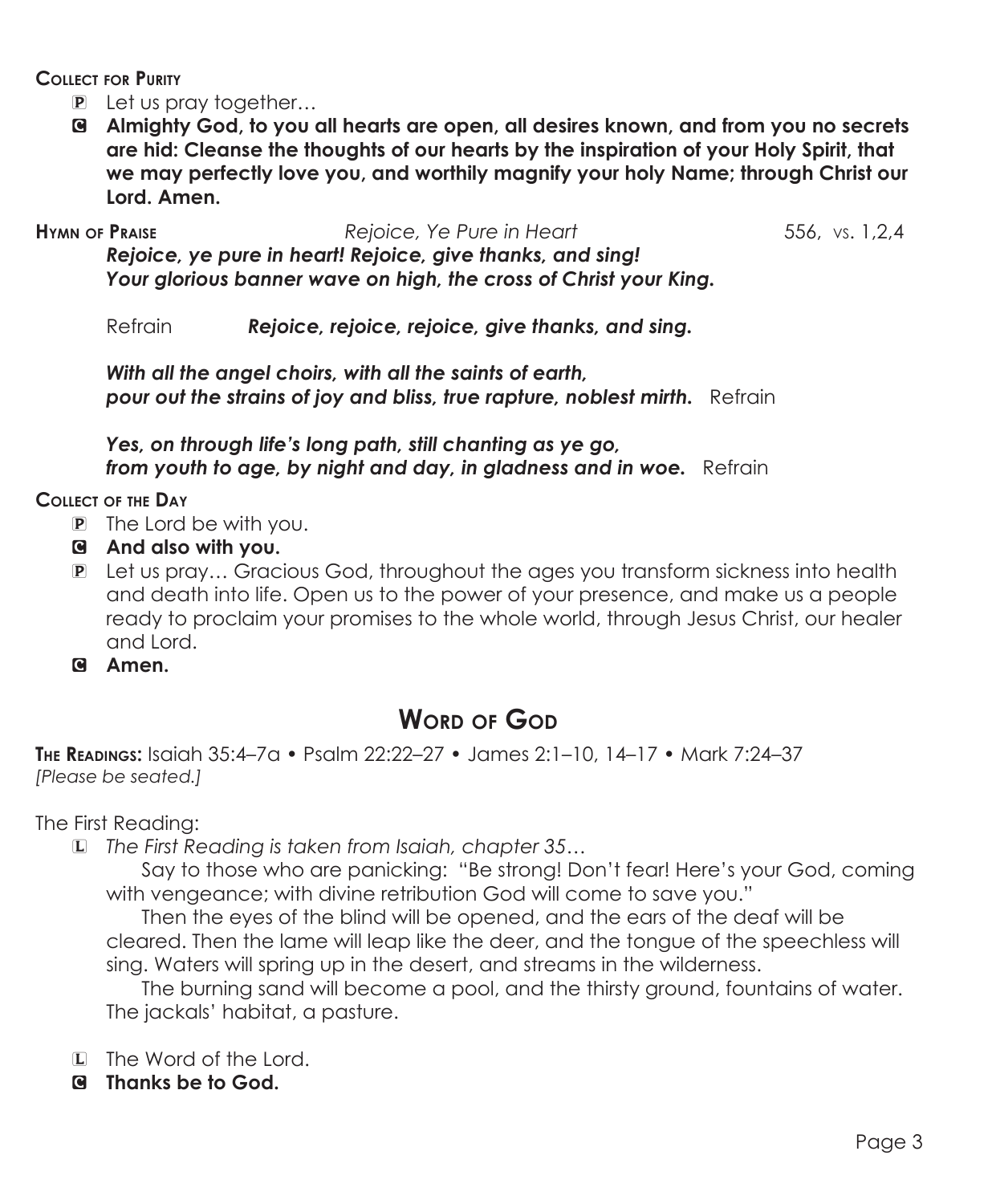**Collect for Purity**

- P Let us pray together…
- C **Almighty God, to you all hearts are open, all desires known, and from you no secrets are hid: Cleanse the thoughts of our hearts by the inspiration of your Holy Spirit, that we may perfectly love you, and worthily magnify your holy Name; through Christ our Lord. Amen.**

**Hymn of Praise** *Rejoice, Ye Pure in Heart* 556, vs. 1,2,4

***Rejoice, ye pure in heart! Rejoice, give thanks, and sing!***
***Your glorious banner wave on high, the cross of Christ your King.***

Refrain ***Rejoice, rejoice, rejoice, give thanks, and sing.***

***With all the angel choirs, with all the saints of earth,***
***pour out the strains of joy and bliss, true rapture, noblest mirth.*** Refrain

***Yes, on through life's long path, still chanting as ye go,***
***from youth to age, by night and day, in gladness and in woe.*** Refrain

**Collect of the Day**

- P The Lord be with you.
- C **And also with you.**
- P Let us pray… Gracious God, throughout the ages you transform sickness into health and death into life. Open us to the power of your presence, and make us a people ready to proclaim your promises to the whole world, through Jesus Christ, our healer and Lord.
- C **Amen.**

## Word of God

**The Readings:** Isaiah 35:4–7a • Psalm 22:22–27 • James 2:1–10, 14–17 • Mark 7:24–37
*[Please be seated.]*

The First Reading:

- L *The First Reading is taken from Isaiah, chapter 35…*

Say to those who are panicking: "Be strong! Don't fear! Here's your God, coming with vengeance; with divine retribution God will come to save you."

Then the eyes of the blind will be opened, and the ears of the deaf will be cleared. Then the lame will leap like the deer, and the tongue of the speechless will sing. Waters will spring up in the desert, and streams in the wilderness.

The burning sand will become a pool, and the thirsty ground, fountains of water. The jackals' habitat, a pasture.

- L The Word of the Lord.
- C **Thanks be to God.**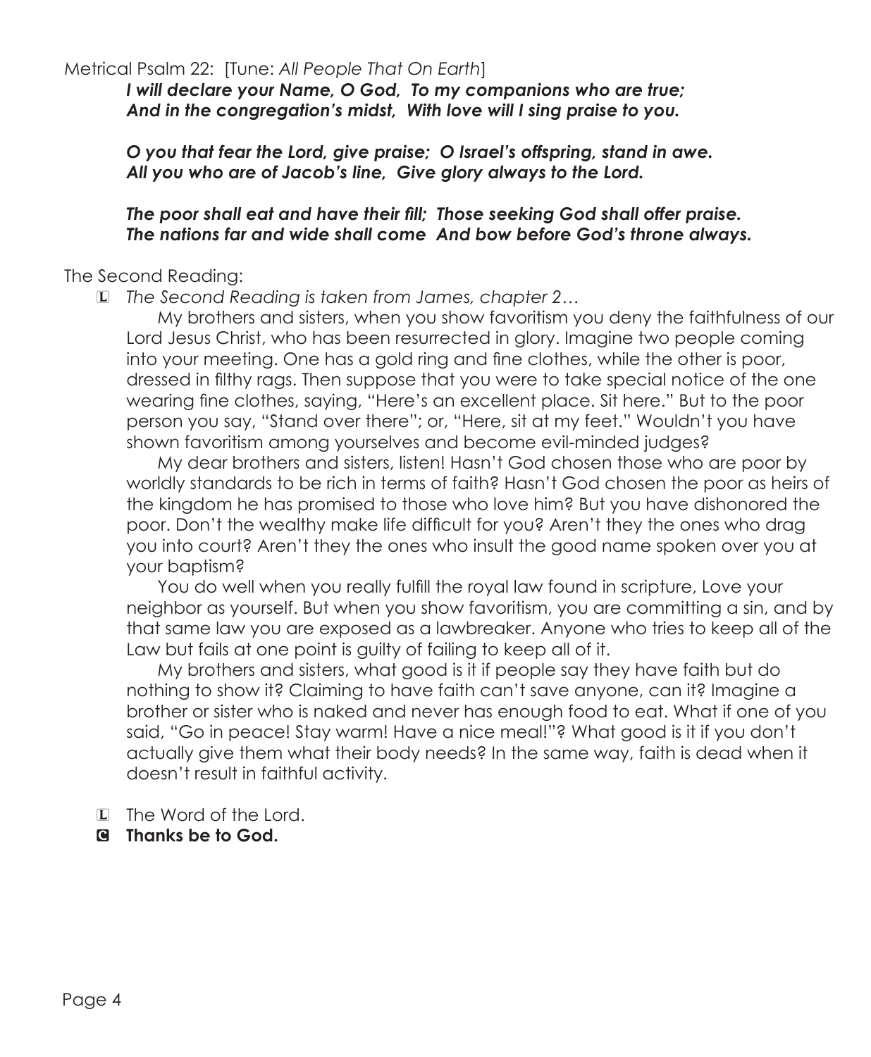Metrical Psalm 22: [Tune: *All People That On Earth*]

***I will declare your Name, O God, To my companions who are true;***
***And in the congregation's midst, With love will I sing praise to you.***

***O you that fear the Lord, give praise; O Israel's offspring, stand in awe.***
***All you who are of Jacob's line, Give glory always to the Lord.***

***The poor shall eat and have their fill; Those seeking God shall offer praise.***
***The nations far and wide shall come And bow before God's throne always.***

The Second Reading:

L *The Second Reading is taken from James, chapter 2…*

My brothers and sisters, when you show favoritism you deny the faithfulness of our Lord Jesus Christ, who has been resurrected in glory. Imagine two people coming into your meeting. One has a gold ring and fine clothes, while the other is poor, dressed in filthy rags. Then suppose that you were to take special notice of the one wearing fine clothes, saying, "Here's an excellent place. Sit here." But to the poor person you say, "Stand over there"; or, "Here, sit at my feet." Wouldn't you have shown favoritism among yourselves and become evil-minded judges?

My dear brothers and sisters, listen! Hasn't God chosen those who are poor by worldly standards to be rich in terms of faith? Hasn't God chosen the poor as heirs of the kingdom he has promised to those who love him? But you have dishonored the poor. Don't the wealthy make life difficult for you? Aren't they the ones who drag you into court? Aren't they the ones who insult the good name spoken over you at your baptism?

You do well when you really fulfill the royal law found in scripture, Love your neighbor as yourself. But when you show favoritism, you are committing a sin, and by that same law you are exposed as a lawbreaker. Anyone who tries to keep all of the Law but fails at one point is guilty of failing to keep all of it.

My brothers and sisters, what good is it if people say they have faith but do nothing to show it? Claiming to have faith can't save anyone, can it? Imagine a brother or sister who is naked and never has enough food to eat. What if one of you said, "Go in peace! Stay warm! Have a nice meal!"? What good is it if you don't actually give them what their body needs? In the same way, faith is dead when it doesn't result in faithful activity.

L The Word of the Lord.

**C Thanks be to God.**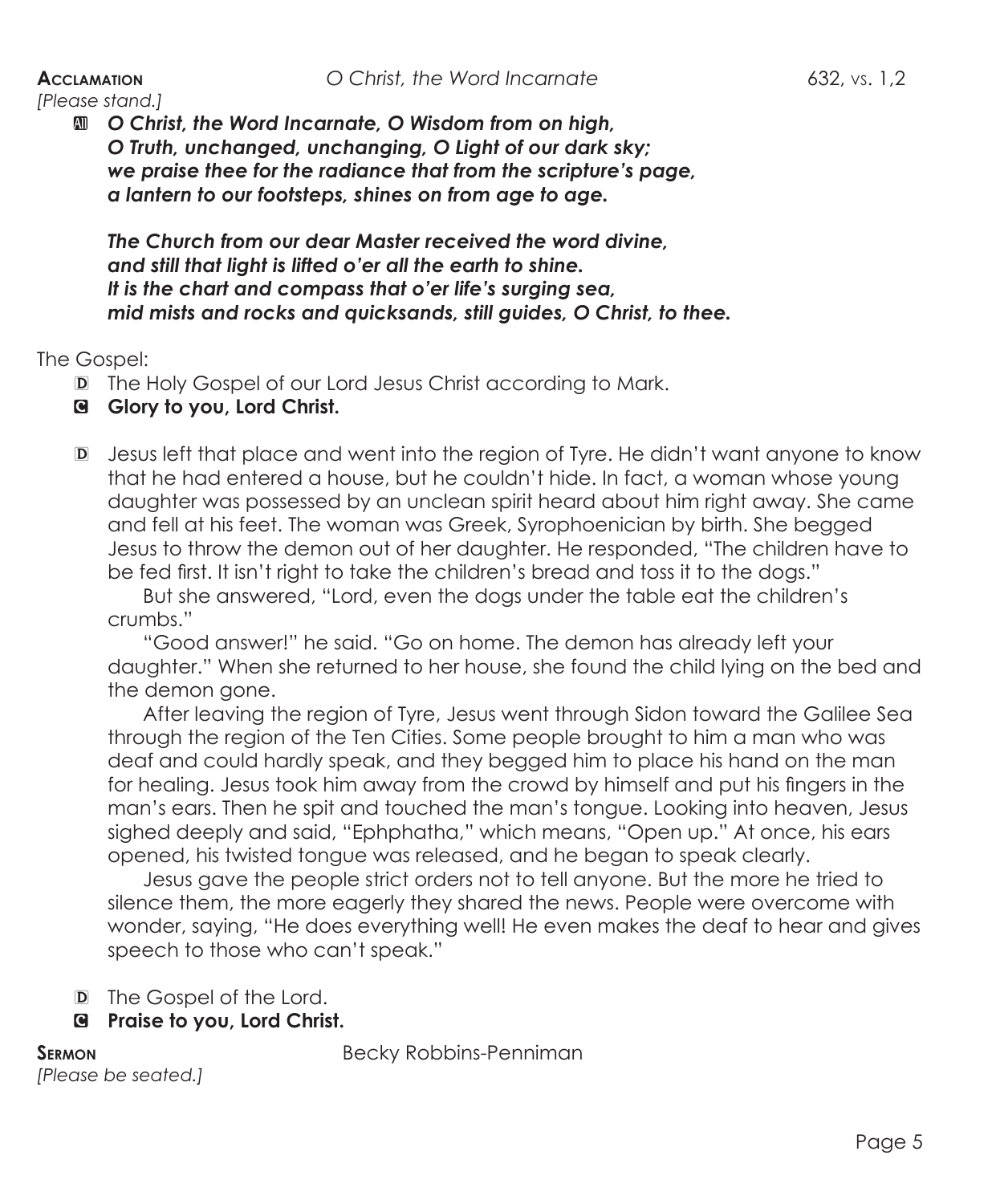**Acclamation** *O Christ, the Word Incarnate* 632, vs. 1,2

*[Please stand.]*

A ***O Christ, the Word Incarnate, O Wisdom from on high,***
***O Truth, unchanged, unchanging, O Light of our dark sky;***
***we praise thee for the radiance that from the scripture's page,***
***a lantern to our footsteps, shines on from age to age.***

***The Church from our dear Master received the word divine,***
***and still that light is lifted o'er all the earth to shine.***
***It is the chart and compass that o'er life's surging sea,***
***mid mists and rocks and quicksands, still guides, O Christ, to thee.***

The Gospel:

D The Holy Gospel of our Lord Jesus Christ according to Mark.

C **Glory to you, Lord Christ.**

D Jesus left that place and went into the region of Tyre. He didn't want anyone to know that he had entered a house, but he couldn't hide. In fact, a woman whose young daughter was possessed by an unclean spirit heard about him right away. She came and fell at his feet. The woman was Greek, Syrophoenician by birth. She begged Jesus to throw the demon out of her daughter. He responded, "The children have to be fed first. It isn't right to take the children's bread and toss it to the dogs."

But she answered, "Lord, even the dogs under the table eat the children's crumbs."

"Good answer!" he said. "Go on home. The demon has already left your daughter." When she returned to her house, she found the child lying on the bed and the demon gone.

After leaving the region of Tyre, Jesus went through Sidon toward the Galilee Sea through the region of the Ten Cities. Some people brought to him a man who was deaf and could hardly speak, and they begged him to place his hand on the man for healing. Jesus took him away from the crowd by himself and put his fingers in the man's ears. Then he spit and touched the man's tongue. Looking into heaven, Jesus sighed deeply and said, "Ephphatha," which means, "Open up." At once, his ears opened, his twisted tongue was released, and he began to speak clearly.

Jesus gave the people strict orders not to tell anyone. But the more he tried to silence them, the more eagerly they shared the news. People were overcome with wonder, saying, "He does everything well! He even makes the deaf to hear and gives speech to those who can't speak."

D The Gospel of the Lord.

C **Praise to you, Lord Christ.**

**Sermon** Becky Robbins-Penniman

*[Please be seated.]*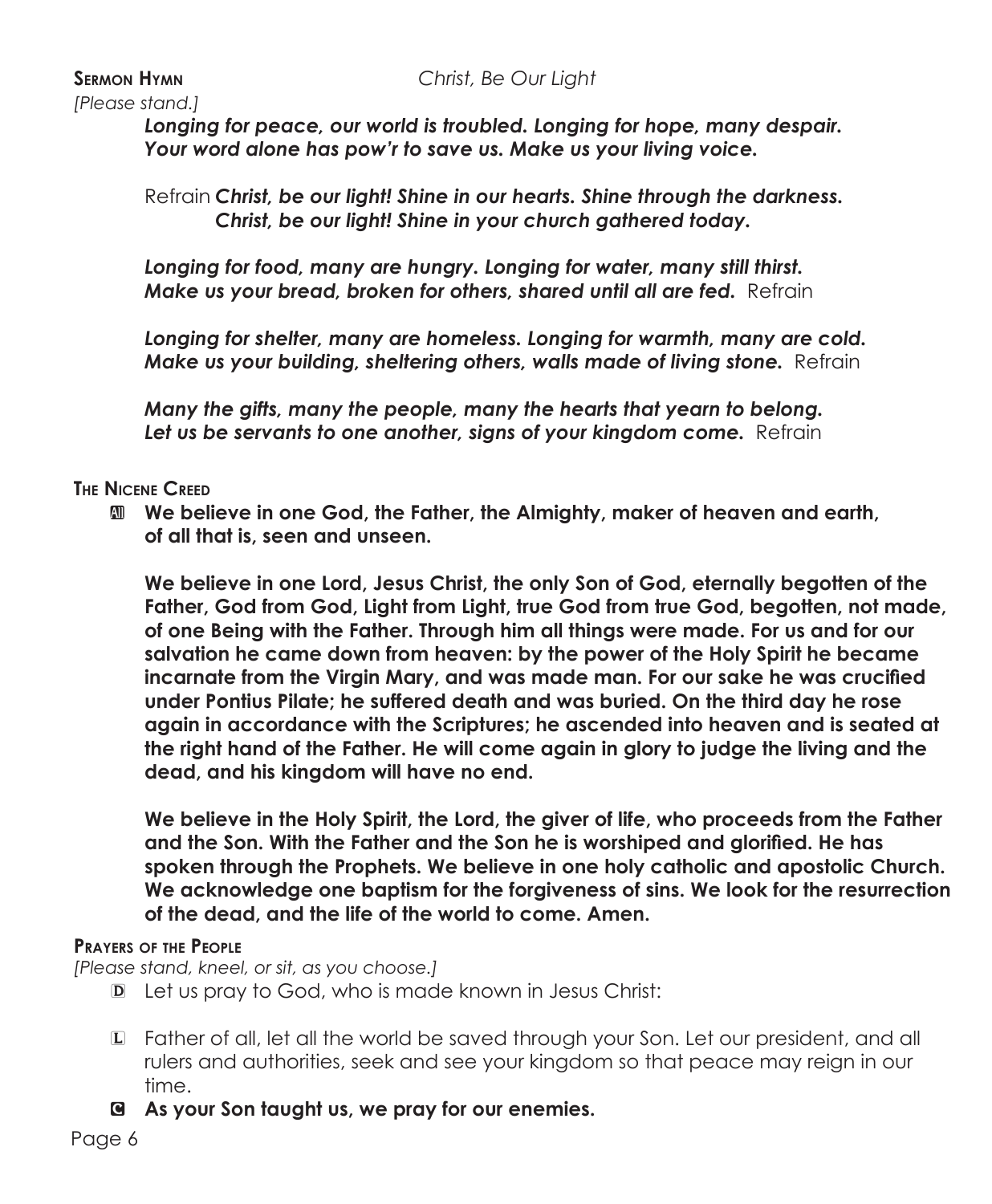**Sermon Hymn** *Christ, Be Our Light*

*[Please stand.]*

***Longing for peace, our world is troubled. Longing for hope, many despair. Your word alone has pow'r to save us. Make us your living voice.***

Refrain ***Christ, be our light! Shine in our hearts. Shine through the darkness. Christ, be our light! Shine in your church gathered today.***

***Longing for food, many are hungry. Longing for water, many still thirst. Make us your bread, broken for others, shared until all are fed.*** Refrain

***Longing for shelter, many are homeless. Longing for warmth, many are cold. Make us your building, sheltering others, walls made of living stone.*** Refrain

***Many the gifts, many the people, many the hearts that yearn to belong. Let us be servants to one another, signs of your kingdom come.*** Refrain

**The Nicene Creed**

All **We believe in one God, the Father, the Almighty, maker of heaven and earth, of all that is, seen and unseen.**

**We believe in one Lord, Jesus Christ, the only Son of God, eternally begotten of the Father, God from God, Light from Light, true God from true God, begotten, not made, of one Being with the Father. Through him all things were made. For us and for our salvation he came down from heaven: by the power of the Holy Spirit he became incarnate from the Virgin Mary, and was made man. For our sake he was crucified under Pontius Pilate; he suffered death and was buried. On the third day he rose again in accordance with the Scriptures; he ascended into heaven and is seated at the right hand of the Father. He will come again in glory to judge the living and the dead, and his kingdom will have no end.**

**We believe in the Holy Spirit, the Lord, the giver of life, who proceeds from the Father and the Son. With the Father and the Son he is worshiped and glorified. He has spoken through the Prophets. We believe in one holy catholic and apostolic Church. We acknowledge one baptism for the forgiveness of sins. We look for the resurrection of the dead, and the life of the world to come. Amen.**

**Prayers of the People**

*[Please stand, kneel, or sit, as you choose.]*

D Let us pray to God, who is made known in Jesus Christ:

L Father of all, let all the world be saved through your Son. Let our president, and all rulers and authorities, seek and see your kingdom so that peace may reign in our time.

C **As your Son taught us, we pray for our enemies.**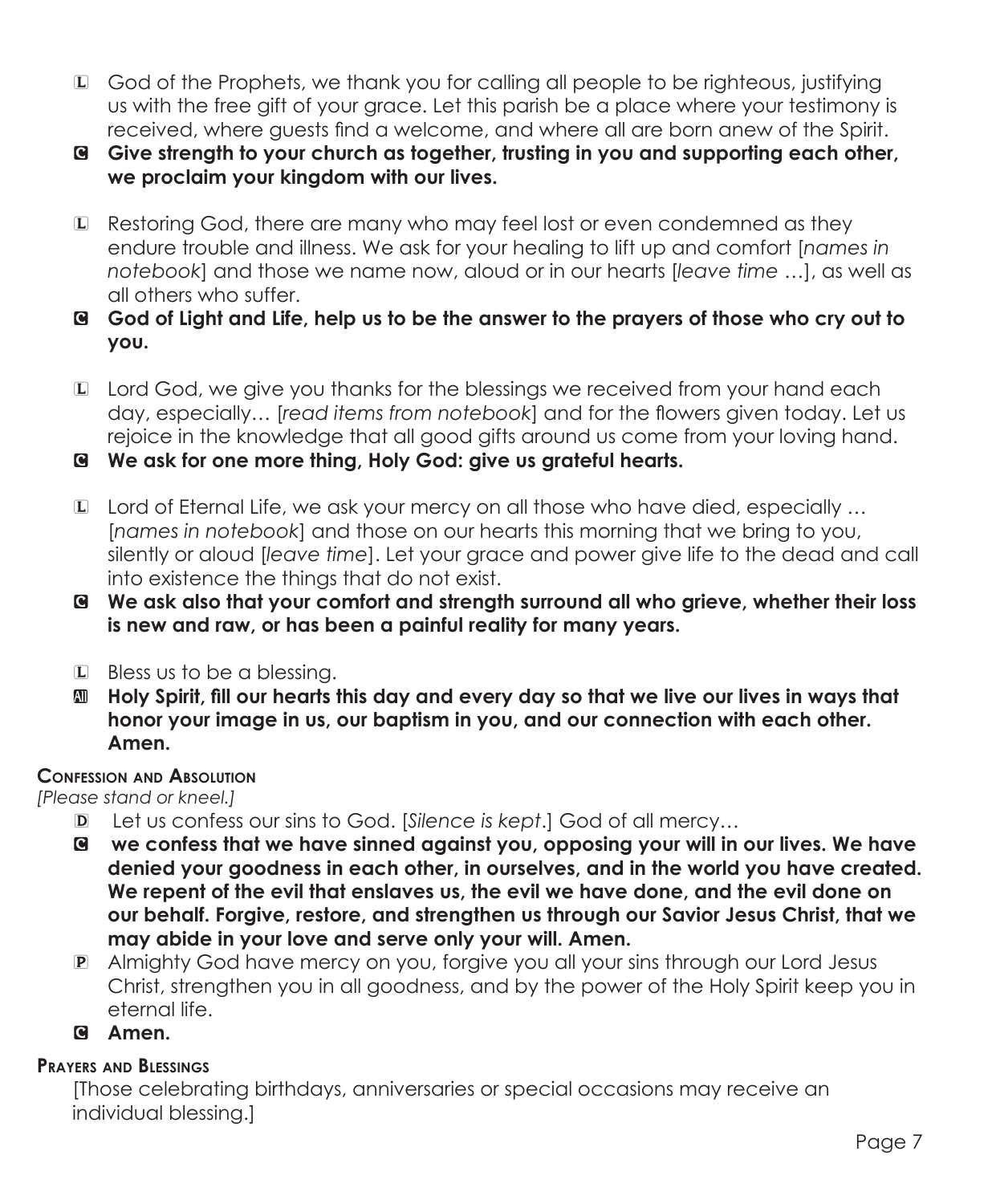L God of the Prophets, we thank you for calling all people to be righteous, justifying us with the free gift of your grace. Let this parish be a place where your testimony is received, where guests find a welcome, and where all are born anew of the Spirit.

C **Give strength to your church as together, trusting in you and supporting each other, we proclaim your kingdom with our lives.**

L Restoring God, there are many who may feel lost or even condemned as they endure trouble and illness. We ask for your healing to lift up and comfort [*names in notebook*] and those we name now, aloud or in our hearts [*leave time* …], as well as all others who suffer.

C **God of Light and Life, help us to be the answer to the prayers of those who cry out to you.**

L Lord God, we give you thanks for the blessings we received from your hand each day, especially… [*read items from notebook*] and for the flowers given today. Let us rejoice in the knowledge that all good gifts around us come from your loving hand.

C **We ask for one more thing, Holy God: give us grateful hearts.**

L Lord of Eternal Life, we ask your mercy on all those who have died, especially … [*names in notebook*] and those on our hearts this morning that we bring to you, silently or aloud [*leave time*]. Let your grace and power give life to the dead and call into existence the things that do not exist.

C **We ask also that your comfort and strength surround all who grieve, whether their loss is new and raw, or has been a painful reality for many years.**

L Bless us to be a blessing.

All **Holy Spirit, fill our hearts this day and every day so that we live our lives in ways that honor your image in us, our baptism in you, and our connection with each other. Amen.**

### Confession and Absolution

*[Please stand or kneel.]*

D Let us confess our sins to God. [*Silence is kept*.] God of all mercy…

C **we confess that we have sinned against you, opposing your will in our lives. We have denied your goodness in each other, in ourselves, and in the world you have created. We repent of the evil that enslaves us, the evil we have done, and the evil done on our behalf. Forgive, restore, and strengthen us through our Savior Jesus Christ, that we may abide in your love and serve only your will. Amen.**

P Almighty God have mercy on you, forgive you all your sins through our Lord Jesus Christ, strengthen you in all goodness, and by the power of the Holy Spirit keep you in eternal life.

C **Amen.**

### Prayers and Blessings

[Those celebrating birthdays, anniversaries or special occasions may receive an individual blessing.]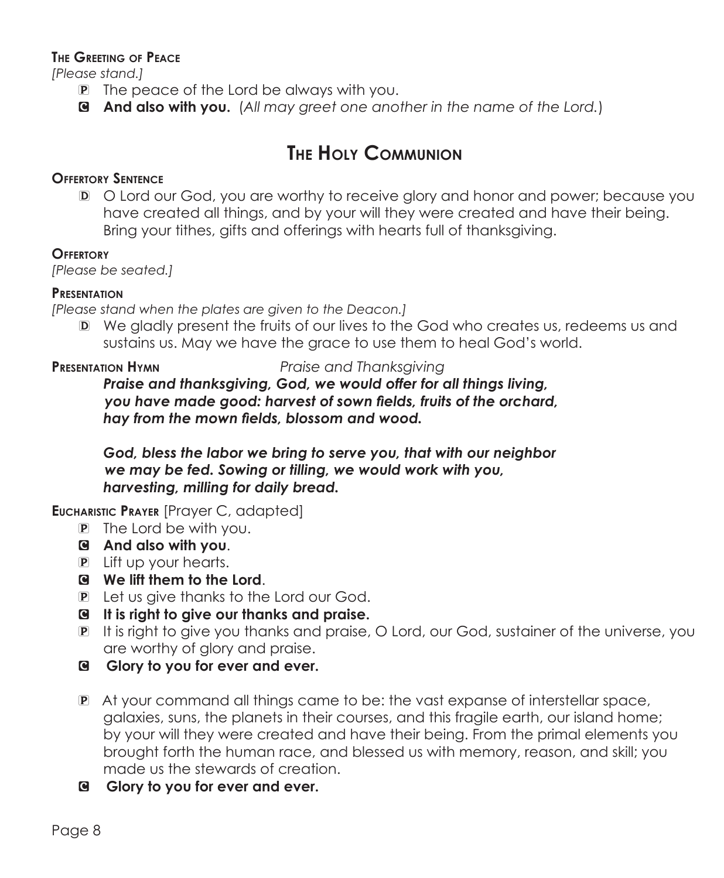#### The Greeting of Peace

*[Please stand.]*

- P The peace of the Lord be always with you.
- C **And also with you.** (*All may greet one another in the name of the Lord.*)

## The Holy Communion

#### Offertory Sentence

- D O Lord our God, you are worthy to receive glory and honor and power; because you have created all things, and by your will they were created and have their being. Bring your tithes, gifts and offerings with hearts full of thanksgiving.

#### Offertory

*[Please be seated.]*

#### Presentation

*[Please stand when the plates are given to the Deacon.]*

- D We gladly present the fruits of our lives to the God who creates us, redeems us and sustains us. May we have the grace to use them to heal God's world.

**Presentation Hymn** *Praise and Thanksgiving*

***Praise and thanksgiving, God, we would offer for all things living, you have made good: harvest of sown fields, fruits of the orchard, hay from the mown fields, blossom and wood.***

***God, bless the labor we bring to serve you, that with our neighbor we may be fed. Sowing or tilling, we would work with you, harvesting, milling for daily bread.***

**Eucharistic Prayer** [Prayer C, adapted]

- P The Lord be with you.
- C **And also with you**.
- P Lift up your hearts.
- C **We lift them to the Lord**.
- P Let us give thanks to the Lord our God.
- C **It is right to give our thanks and praise.**
- P It is right to give you thanks and praise, O Lord, our God, sustainer of the universe, you are worthy of glory and praise.
- C **Glory to you for ever and ever.**

- P At your command all things came to be: the vast expanse of interstellar space, galaxies, suns, the planets in their courses, and this fragile earth, our island home; by your will they were created and have their being. From the primal elements you brought forth the human race, and blessed us with memory, reason, and skill; you made us the stewards of creation.
- C **Glory to you for ever and ever.**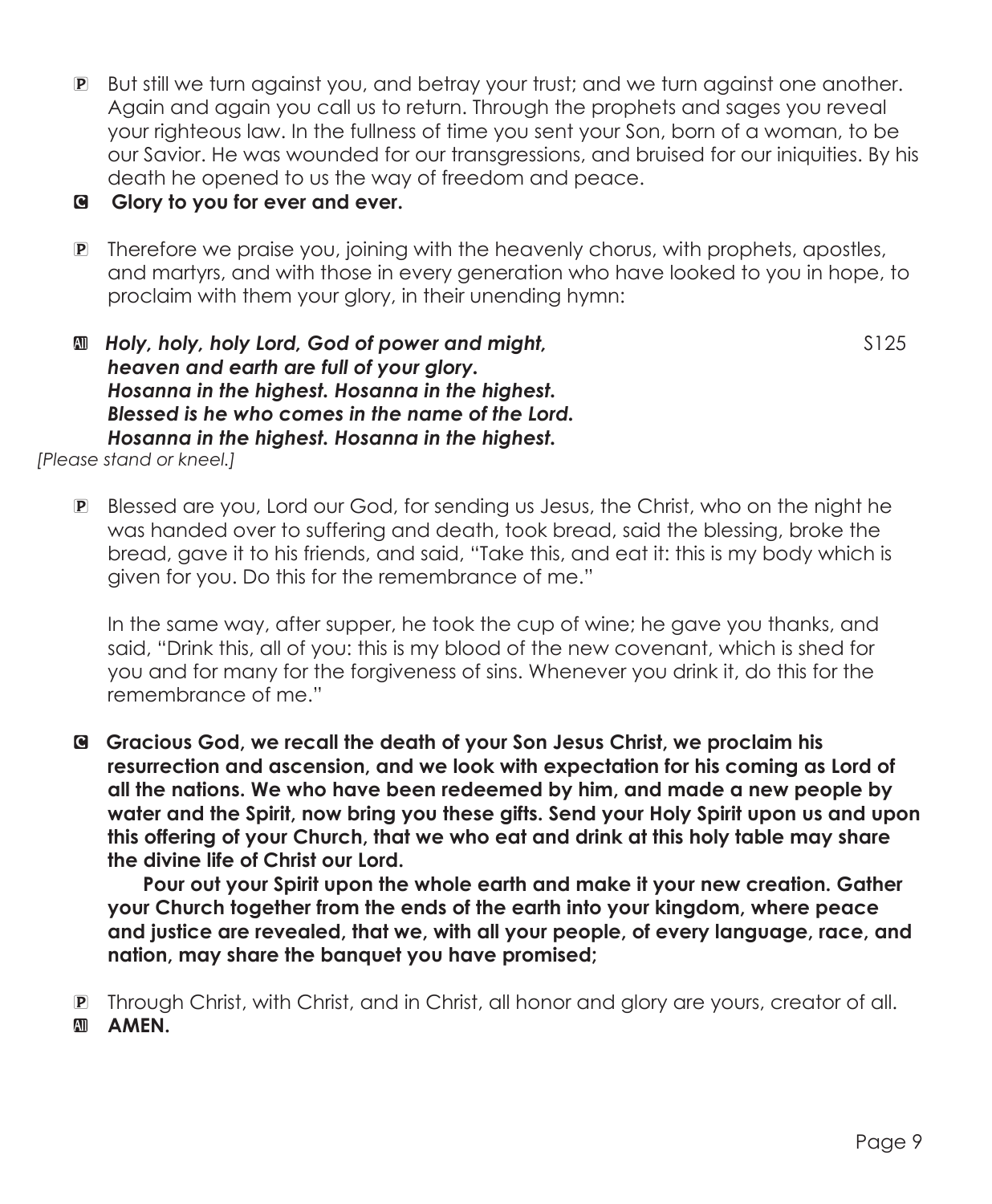P But still we turn against you, and betray your trust; and we turn against one another. Again and again you call us to return. Through the prophets and sages you reveal your righteous law. In the fullness of time you sent your Son, born of a woman, to be our Savior. He was wounded for our transgressions, and bruised for our iniquities. By his death he opened to us the way of freedom and peace.

C **Glory to you for ever and ever.**

P Therefore we praise you, joining with the heavenly chorus, with prophets, apostles, and martyrs, and with those in every generation who have looked to you in hope, to proclaim with them your glory, in their unending hymn:

All ***Holy, holy, holy Lord, God of power and might,*** S125
***heaven and earth are full of your glory.***
***Hosanna in the highest. Hosanna in the highest.***
***Blessed is he who comes in the name of the Lord.***
***Hosanna in the highest. Hosanna in the highest.***

*[Please stand or kneel.]*

P Blessed are you, Lord our God, for sending us Jesus, the Christ, who on the night he was handed over to suffering and death, took bread, said the blessing, broke the bread, gave it to his friends, and said, "Take this, and eat it: this is my body which is given for you. Do this for the remembrance of me."

In the same way, after supper, he took the cup of wine; he gave you thanks, and said, "Drink this, all of you: this is my blood of the new covenant, which is shed for you and for many for the forgiveness of sins. Whenever you drink it, do this for the remembrance of me."

C **Gracious God, we recall the death of your Son Jesus Christ, we proclaim his resurrection and ascension, and we look with expectation for his coming as Lord of all the nations. We who have been redeemed by him, and made a new people by water and the Spirit, now bring you these gifts. Send your Holy Spirit upon us and upon this offering of your Church, that we who eat and drink at this holy table may share the divine life of Christ our Lord.**

**Pour out your Spirit upon the whole earth and make it your new creation. Gather your Church together from the ends of the earth into your kingdom, where peace and justice are revealed, that we, with all your people, of every language, race, and nation, may share the banquet you have promised;**

P Through Christ, with Christ, and in Christ, all honor and glory are yours, creator of all.

All **AMEN.**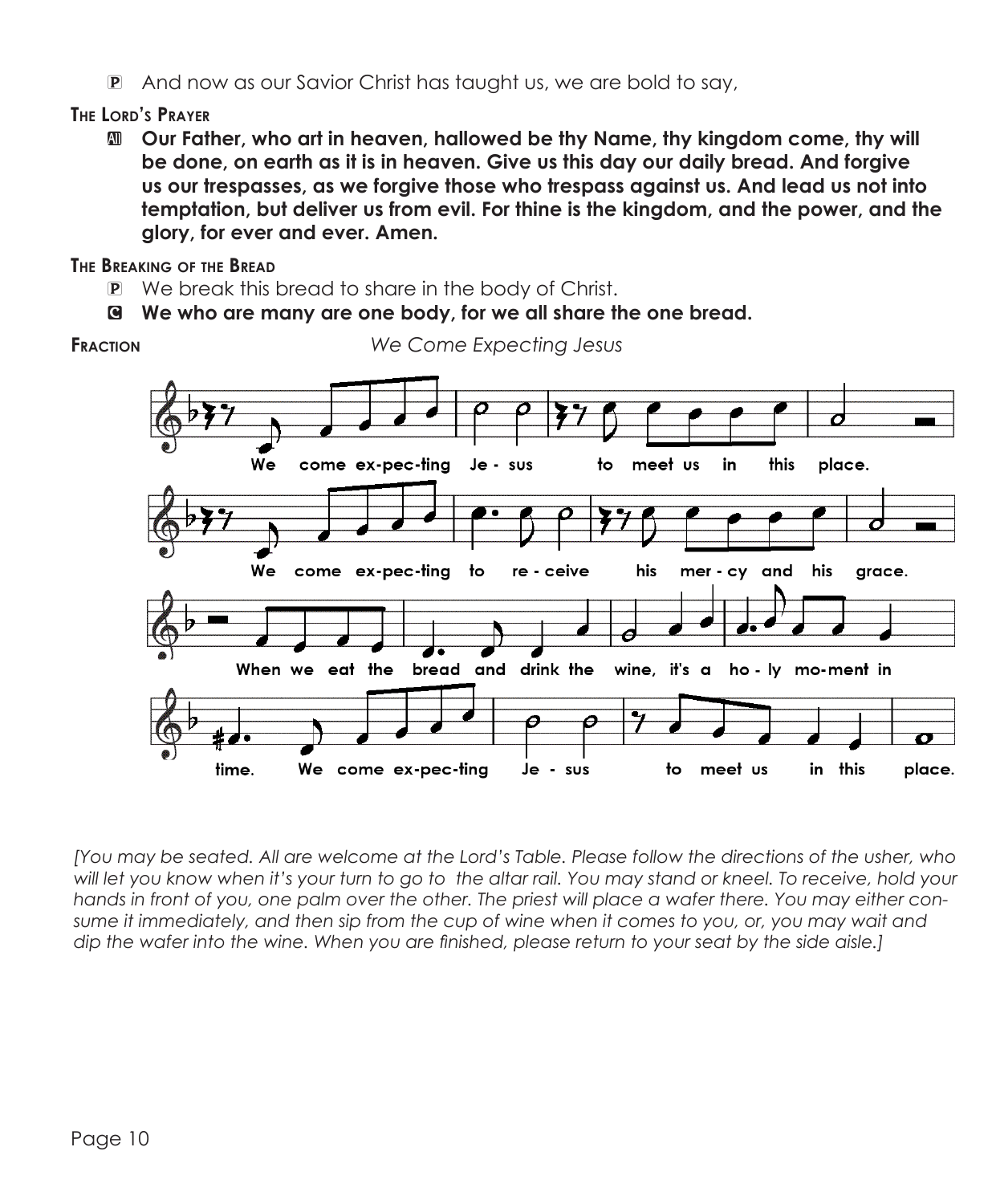P And now as our Savior Christ has taught us, we are bold to say,

**The Lord's Prayer**

All **Our Father, who art in heaven, hallowed be thy Name, thy kingdom come, thy will be done, on earth as it is in heaven. Give us this day our daily bread. And forgive us our trespasses, as we forgive those who trespass against us. And lead us not into temptation, but deliver us from evil. For thine is the kingdom, and the power, and the glory, for ever and ever. Amen.**

**The Breaking of the Bread**

P We break this bread to share in the body of Christ.

C **We who are many are one body, for we all share the one bread.**

**Fraction** *We Come Expecting Jesus*

We come ex-pec-ting Je - sus to meet us in this place.
We come ex-pec-ting to re - ceive his mer - cy and his grace.
When we eat the bread and drink the wine, it's a ho - ly mo-ment in time.
We come ex-pec-ting Je - sus to meet us in this place.

*[You may be seated. All are welcome at the Lord's Table. Please follow the directions of the usher, who will let you know when it's your turn to go to the altar rail. You may stand or kneel. To receive, hold your hands in front of you, one palm over the other. The priest will place a wafer there. You may either consume it immediately, and then sip from the cup of wine when it comes to you, or, you may wait and dip the wafer into the wine. When you are finished, please return to your seat by the side aisle.]*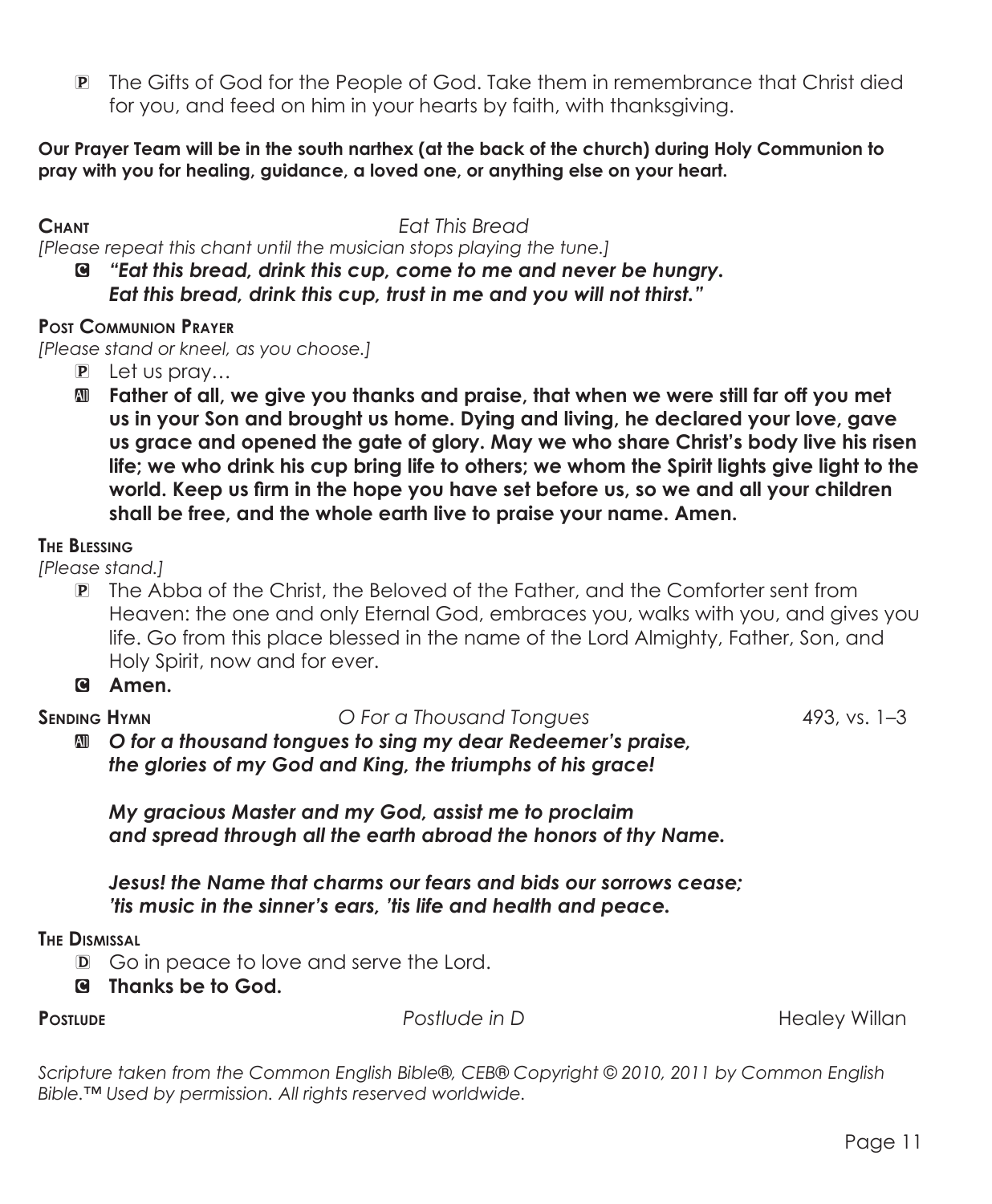P The Gifts of God for the People of God. Take them in remembrance that Christ died for you, and feed on him in your hearts by faith, with thanksgiving.

**Our Prayer Team will be in the south narthex (at the back of the church) during Holy Communion to pray with you for healing, guidance, a loved one, or anything else on your heart.**

**Chant** *Eat This Bread*

*[Please repeat this chant until the musician stops playing the tune.]*

C ***"Eat this bread, drink this cup, come to me and never be hungry. Eat this bread, drink this cup, trust in me and you will not thirst."***

**Post Communion Prayer**

*[Please stand or kneel, as you choose.]*

P Let us pray…

All **Father of all, we give you thanks and praise, that when we were still far off you met us in your Son and brought us home. Dying and living, he declared your love, gave us grace and opened the gate of glory. May we who share Christ's body live his risen life; we who drink his cup bring life to others; we whom the Spirit lights give light to the world. Keep us firm in the hope you have set before us, so we and all your children shall be free, and the whole earth live to praise your name. Amen.**

**The Blessing**

*[Please stand.]*

P The Abba of the Christ, the Beloved of the Father, and the Comforter sent from Heaven: the one and only Eternal God, embraces you, walks with you, and gives you life. Go from this place blessed in the name of the Lord Almighty, Father, Son, and Holy Spirit, now and for ever.

C **Amen.**

**Sending Hymn** *O For a Thousand Tongues* 493, vs. 1–3

All ***O for a thousand tongues to sing my dear Redeemer's praise, the glories of my God and King, the triumphs of his grace!***

***My gracious Master and my God, assist me to proclaim and spread through all the earth abroad the honors of thy Name.***

***Jesus! the Name that charms our fears and bids our sorrows cease; 'tis music in the sinner's ears, 'tis life and health and peace.***

**The Dismissal**

D Go in peace to love and serve the Lord.

C **Thanks be to God.**

**Postlude** *Postlude in D* Healey Willan

*Scripture taken from the Common English Bible®, CEB® Copyright © 2010, 2011 by Common English Bible.™ Used by permission. All rights reserved worldwide.*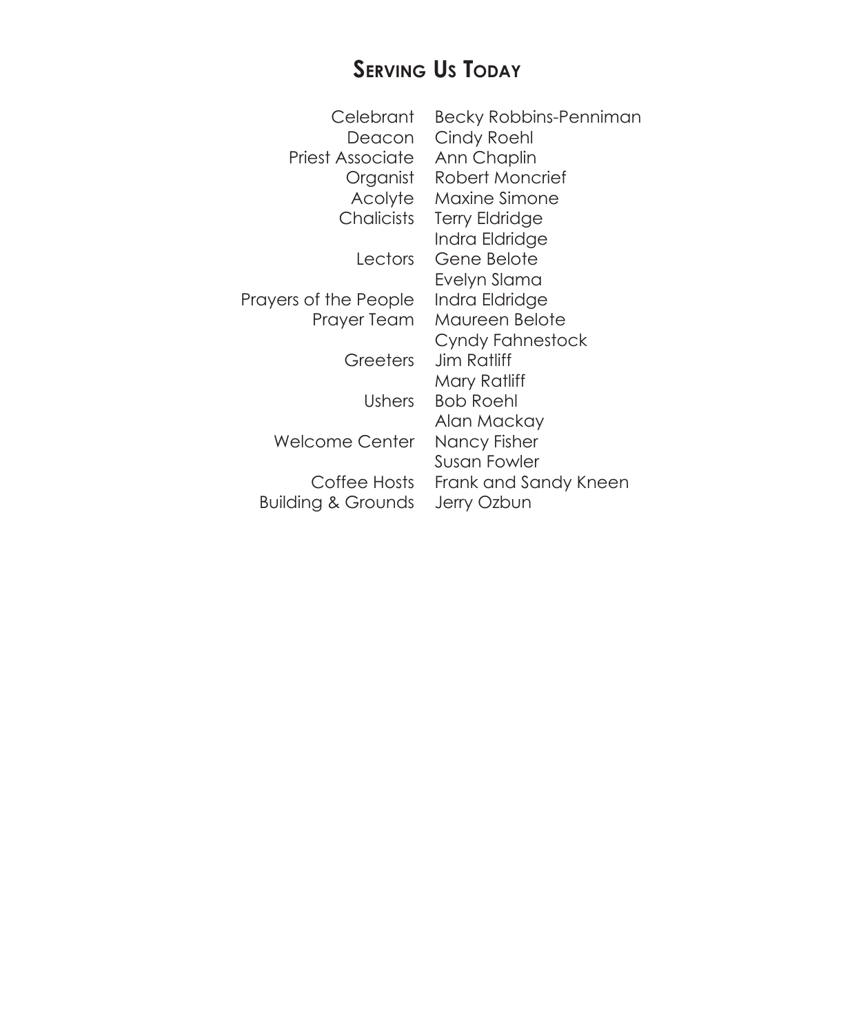## Serving Us Today

| | |
|---|---|
| Celebrant | Becky Robbins-Penniman |
| Deacon | Cindy Roehl |
| Priest Associate | Ann Chaplin |
| Organist | Robert Moncrief |
| Acolyte | Maxine Simone |
| Chalicists | Terry Eldridge |
| | Indra Eldridge |
| Lectors | Gene Belote |
| | Evelyn Slama |
| Prayers of the People | Indra Eldridge |
| Prayer Team | Maureen Belote |
| | Cyndy Fahnestock |
| Greeters | Jim Ratliff |
| | Mary Ratliff |
| Ushers | Bob Roehl |
| | Alan Mackay |
| Welcome Center | Nancy Fisher |
| | Susan Fowler |
| Coffee Hosts | Frank and Sandy Kneen |
| Building & Grounds | Jerry Ozbun |